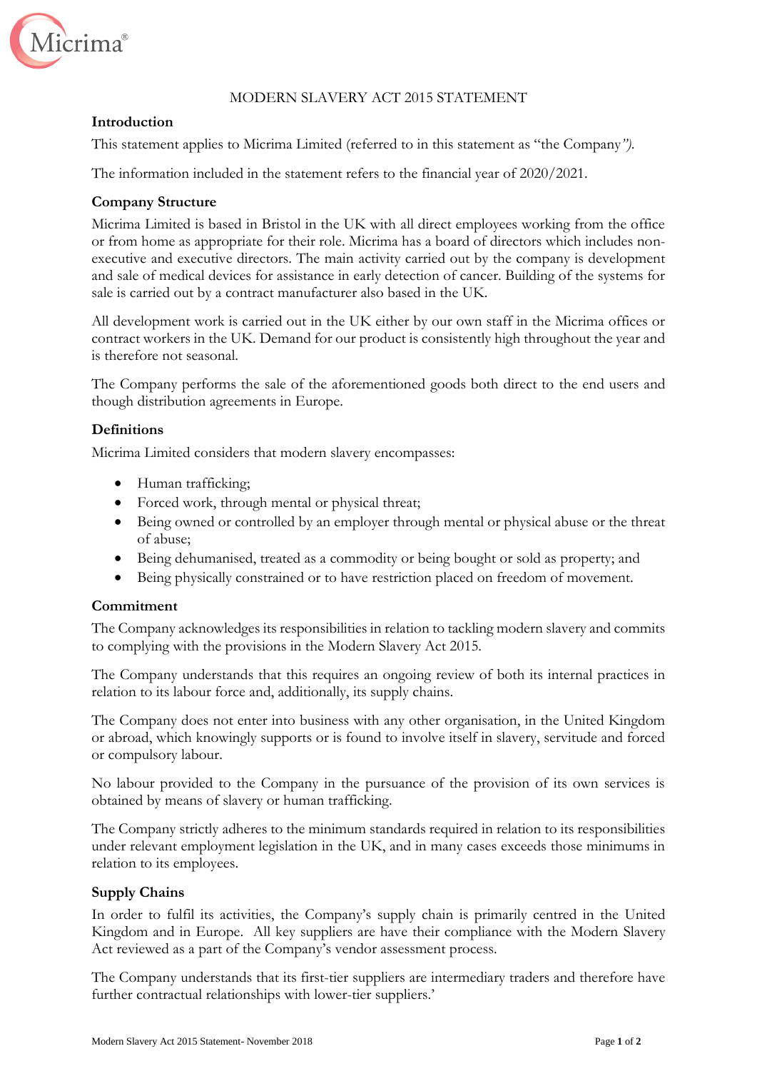# MODERN SLAVERY ACT 2015 STATEMENT

## Introduction

This statement applies to Micrima Limited (referred to in this statement as "the Company*")*.

The information included in the statement refers to the financial year of 2020/2021.

## Company Structure

Micrima Limited is based in Bristol in the UK with all direct employees working from the office or from home as appropriate for their role. Micrima has a board of directors which includes non-executive and executive directors. The main activity carried out by the company is development and sale of medical devices for assistance in early detection of cancer. Building of the systems for sale is carried out by a contract manufacturer also based in the UK.

All development work is carried out in the UK either by our own staff in the Micrima offices or contract workers in the UK. Demand for our product is consistently high throughout the year and is therefore not seasonal.

The Company performs the sale of the aforementioned goods both direct to the end users and though distribution agreements in Europe.

## Definitions

Micrima Limited considers that modern slavery encompasses:

- Human trafficking;
- Forced work, through mental or physical threat;
- Being owned or controlled by an employer through mental or physical abuse or the threat of abuse;
- Being dehumanised, treated as a commodity or being bought or sold as property; and
- Being physically constrained or to have restriction placed on freedom of movement.

## Commitment

The Company acknowledges its responsibilities in relation to tackling modern slavery and commits to complying with the provisions in the Modern Slavery Act 2015.

The Company understands that this requires an ongoing review of both its internal practices in relation to its labour force and, additionally, its supply chains.

The Company does not enter into business with any other organisation, in the United Kingdom or abroad, which knowingly supports or is found to involve itself in slavery, servitude and forced or compulsory labour.

No labour provided to the Company in the pursuance of the provision of its own services is obtained by means of slavery or human trafficking.

The Company strictly adheres to the minimum standards required in relation to its responsibilities under relevant employment legislation in the UK, and in many cases exceeds those minimums in relation to its employees.

## Supply Chains

In order to fulfil its activities, the Company's supply chain is primarily centred in the United Kingdom and in Europe. All key suppliers are have their compliance with the Modern Slavery Act reviewed as a part of the Company's vendor assessment process.

The Company understands that its first-tier suppliers are intermediary traders and therefore have further contractual relationships with lower-tier suppliers.'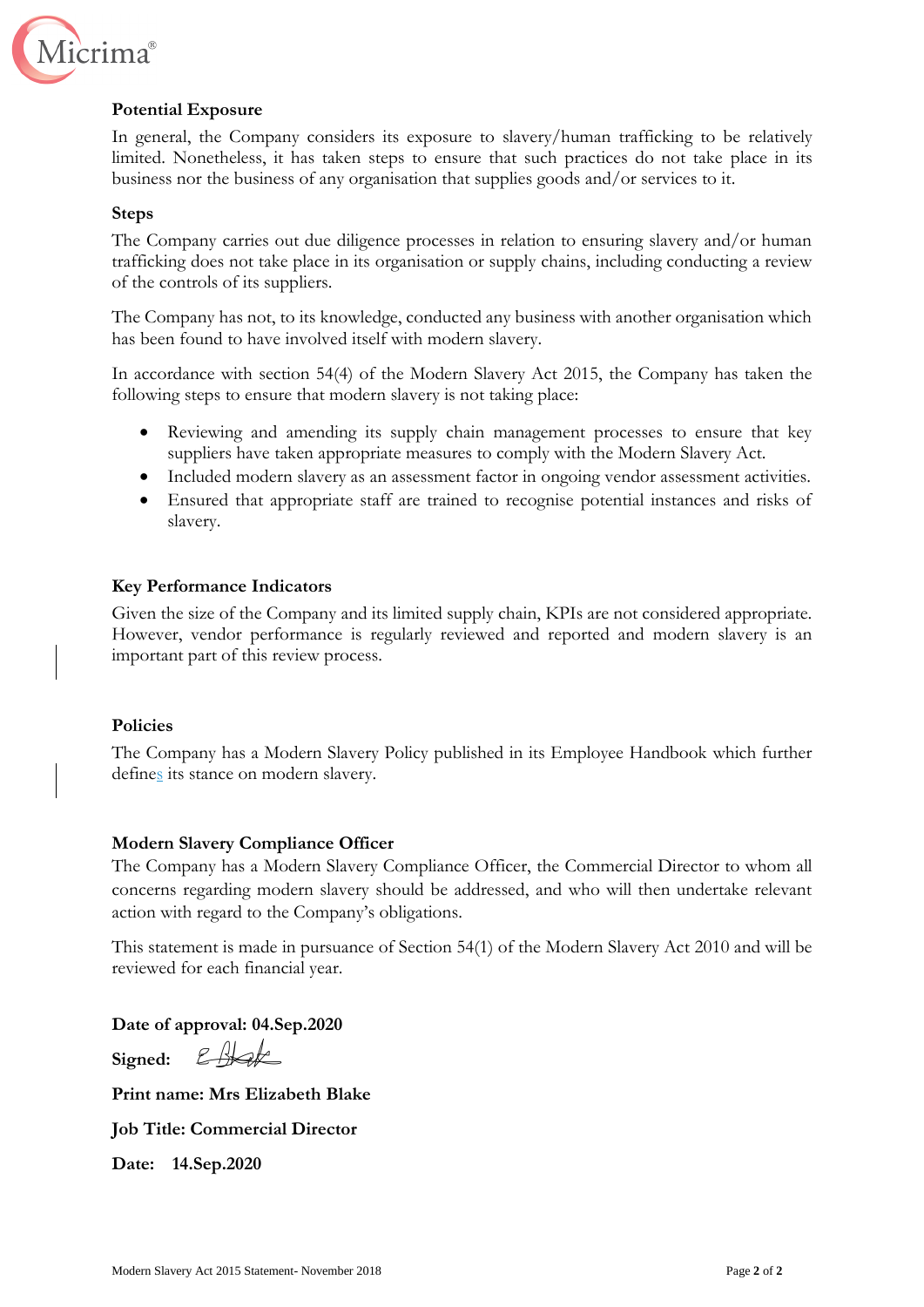### Potential Exposure

In general, the Company considers its exposure to slavery/human trafficking to be relatively limited. Nonetheless, it has taken steps to ensure that such practices do not take place in its business nor the business of any organisation that supplies goods and/or services to it.

### Steps

The Company carries out due diligence processes in relation to ensuring slavery and/or human trafficking does not take place in its organisation or supply chains, including conducting a review of the controls of its suppliers.

The Company has not, to its knowledge, conducted any business with another organisation which has been found to have involved itself with modern slavery.

In accordance with section 54(4) of the Modern Slavery Act 2015, the Company has taken the following steps to ensure that modern slavery is not taking place:

- Reviewing and amending its supply chain management processes to ensure that key suppliers have taken appropriate measures to comply with the Modern Slavery Act.
- Included modern slavery as an assessment factor in ongoing vendor assessment activities.
- Ensured that appropriate staff are trained to recognise potential instances and risks of slavery.

### Key Performance Indicators

Given the size of the Company and its limited supply chain, KPIs are not considered appropriate. However, vendor performance is regularly reviewed and reported and modern slavery is an important part of this review process.

### Policies

The Company has a Modern Slavery Policy published in its Employee Handbook which further defines its stance on modern slavery.

### Modern Slavery Compliance Officer

The Company has a Modern Slavery Compliance Officer, the Commercial Director to whom all concerns regarding modern slavery should be addressed, and who will then undertake relevant action with regard to the Company's obligations.

This statement is made in pursuance of Section 54(1) of the Modern Slavery Act 2010 and will be reviewed for each financial year.

**Date of approval: 04.Sep.2020**

**Signed:** E Blake

**Print name: Mrs Elizabeth Blake**

**Job Title: Commercial Director**

**Date: 14.Sep.2020**